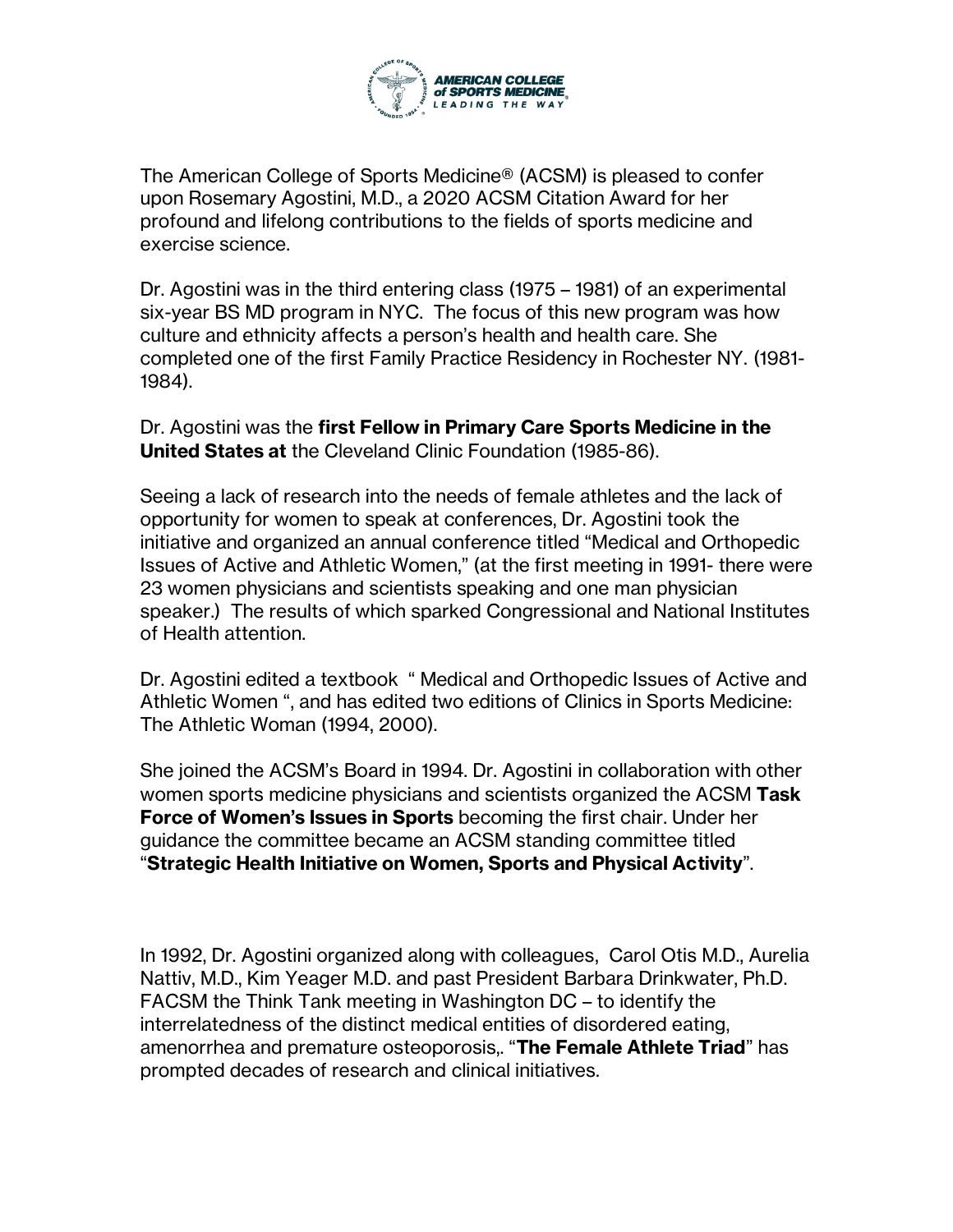The American College of Sports Medicine® (ACSM) is pleased to confer upon Rosemary Agostini, M.D., a 2020 ACSM Citation Award for her profound and lifelong contributions to the fields of sports medicine and exercise science.

Dr. Agostini was in the third entering class (1975 – 1981) of an experimental six-year BS MD program in NYC. The focus of this new program was how culture and ethnicity affects a person's health and health care. She completed one of the first Family Practice Residency in Rochester NY. (1981-1984).

Dr. Agostini was the **first Fellow in Primary Care Sports Medicine in the United States at** the Cleveland Clinic Foundation (1985-86).

Seeing a lack of research into the needs of female athletes and the lack of opportunity for women to speak at conferences, Dr. Agostini took the initiative and organized an annual conference titled "Medical and Orthopedic Issues of Active and Athletic Women," (at the first meeting in 1991- there were 23 women physicians and scientists speaking and one man physician speaker.) The results of which sparked Congressional and National Institutes of Health attention.

Dr. Agostini edited a textbook " Medical and Orthopedic Issues of Active and Athletic Women ", and has edited two editions of Clinics in Sports Medicine: The Athletic Woman (1994, 2000).

She joined the ACSM's Board in 1994. Dr. Agostini in collaboration with other women sports medicine physicians and scientists organized the ACSM **Task Force of Women's Issues in Sports** becoming the first chair. Under her guidance the committee became an ACSM standing committee titled "**Strategic Health Initiative on Women, Sports and Physical Activity**".

In 1992, Dr. Agostini organized along with colleagues, Carol Otis M.D., Aurelia Nattiv, M.D., Kim Yeager M.D. and past President Barbara Drinkwater, Ph.D. FACSM the Think Tank meeting in Washington DC – to identify the interrelatedness of the distinct medical entities of disordered eating, amenorrhea and premature osteoporosis,. "**The Female Athlete Triad**" has prompted decades of research and clinical initiatives.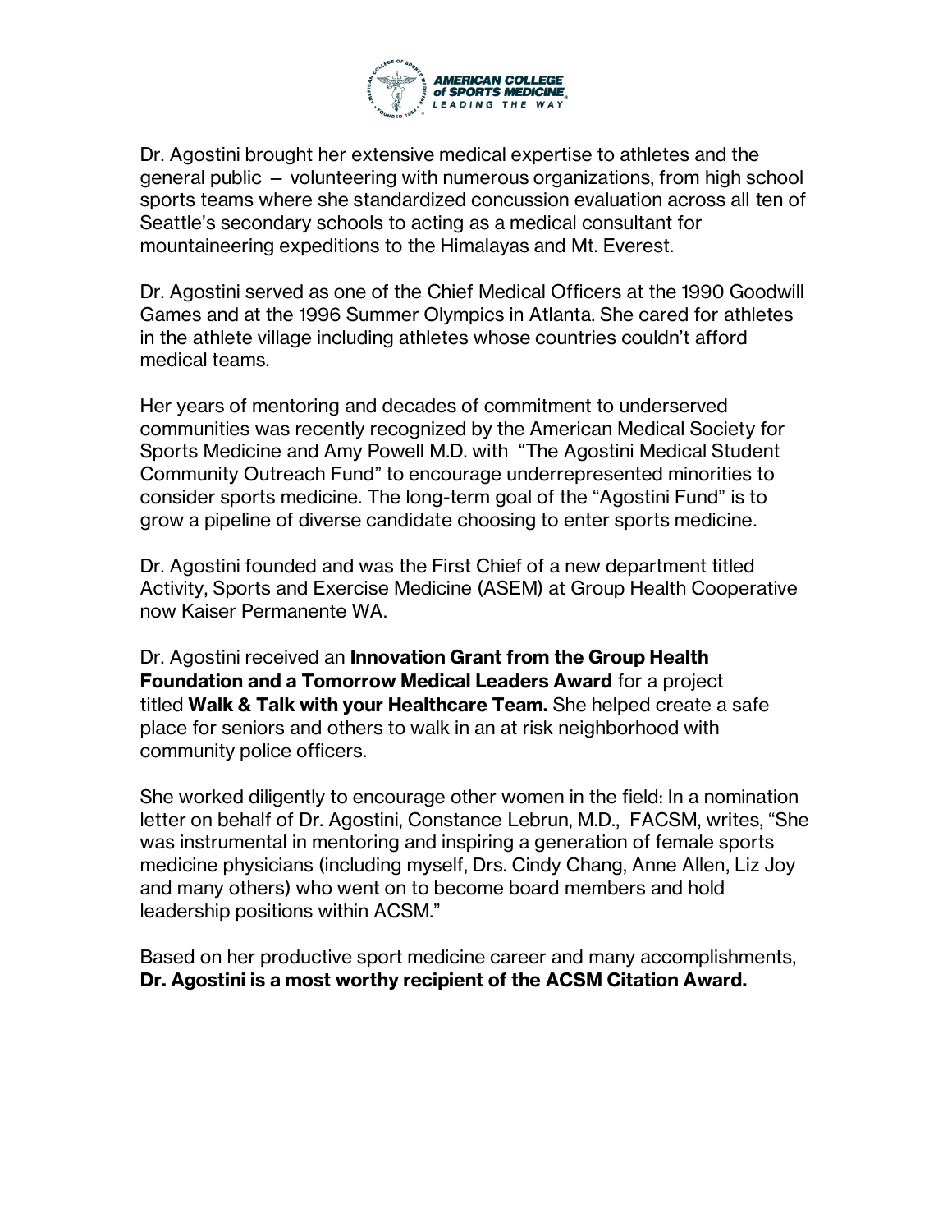Dr. Agostini brought her extensive medical expertise to athletes and the general public – volunteering with numerous organizations, from high school sports teams where she standardized concussion evaluation across all ten of Seattle's secondary schools to acting as a medical consultant for mountaineering expeditions to the Himalayas and Mt. Everest.

Dr. Agostini served as one of the Chief Medical Officers at the 1990 Goodwill Games and at the 1996 Summer Olympics in Atlanta. She cared for athletes in the athlete village including athletes whose countries couldn't afford medical teams.

Her years of mentoring and decades of commitment to underserved communities was recently recognized by the American Medical Society for Sports Medicine and Amy Powell M.D. with "The Agostini Medical Student Community Outreach Fund" to encourage underrepresented minorities to consider sports medicine. The long-term goal of the "Agostini Fund" is to grow a pipeline of diverse candidate choosing to enter sports medicine.

Dr. Agostini founded and was the First Chief of a new department titled Activity, Sports and Exercise Medicine (ASEM) at Group Health Cooperative now Kaiser Permanente WA.

Dr. Agostini received an **Innovation Grant from the Group Health Foundation and a Tomorrow Medical Leaders Award** for a project titled **Walk & Talk with your Healthcare Team.** She helped create a safe place for seniors and others to walk in an at risk neighborhood with community police officers.

She worked diligently to encourage other women in the field: In a nomination letter on behalf of Dr. Agostini, Constance Lebrun, M.D., FACSM, writes, "She was instrumental in mentoring and inspiring a generation of female sports medicine physicians (including myself, Drs. Cindy Chang, Anne Allen, Liz Joy and many others) who went on to become board members and hold leadership positions within ACSM."

Based on her productive sport medicine career and many accomplishments, **Dr. Agostini is a most worthy recipient of the ACSM Citation Award.**